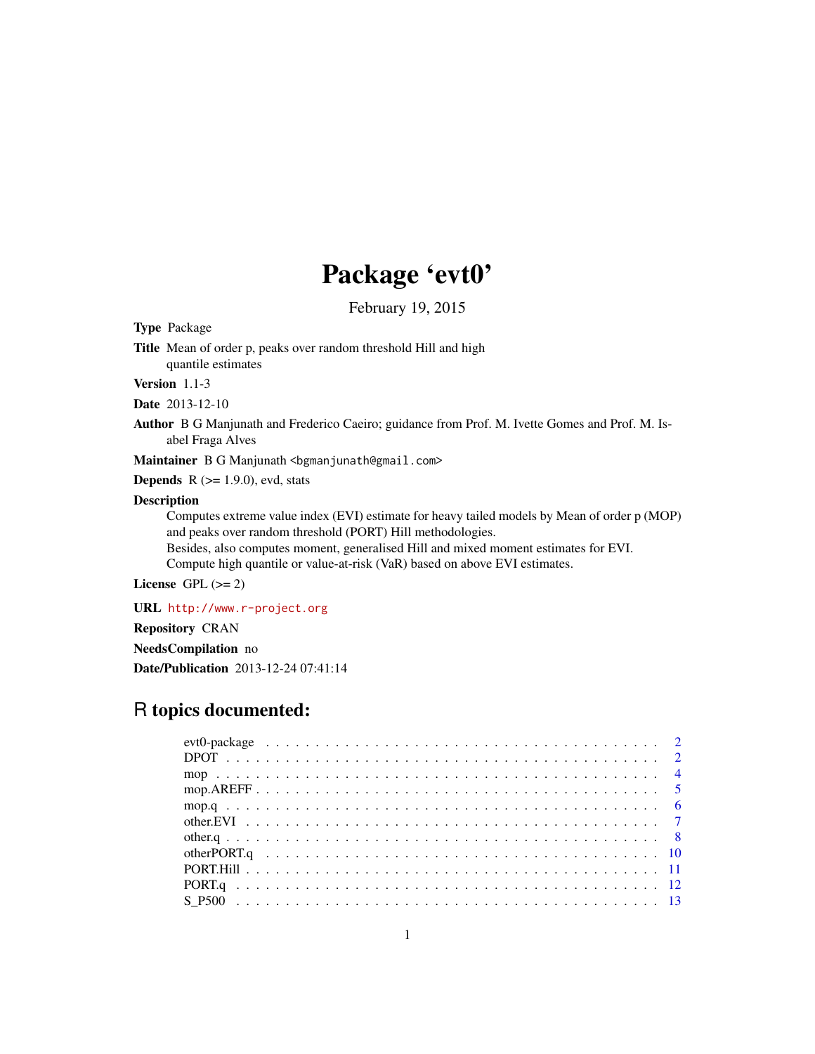# Package 'evt0'

February 19, 2015

**Type** Package

**Title** Mean of order p, peaks over random threshold Hill and high quantile estimates

**Version** 1.1-3

**Date** 2013-12-10

**Author** B G Manjunath and Frederico Caeiro; guidance from Prof. M. Ivette Gomes and Prof. M. Isabel Fraga Alves

**Maintainer** B G Manjunath <bgmanjunath@gmail.com>

**Depends** R (>= 1.9.0), evd, stats

**Description**

Computes extreme value index (EVI) estimate for heavy tailed models by Mean of order p (MOP) and peaks over random threshold (PORT) Hill methodologies.
Besides, also computes moment, generalised Hill and mixed moment estimates for EVI.
Compute high quantile or value-at-risk (VaR) based on above EVI estimates.

**License** GPL (>= 2)

**URL** http://www.r-project.org

**Repository** CRAN

**NeedsCompilation** no

**Date/Publication** 2013-12-24 07:41:14

## R topics documented:

| | |
|---|---|
| evt0-package | 2 |
| DPOT | 2 |
| mop | 4 |
| mop.AREFF | 5 |
| mop.q | 6 |
| other.EVI | 7 |
| other.q | 8 |
| otherPORT.q | 10 |
| PORT.Hill | 11 |
| PORT.q | 12 |
| S_P500 | 13 |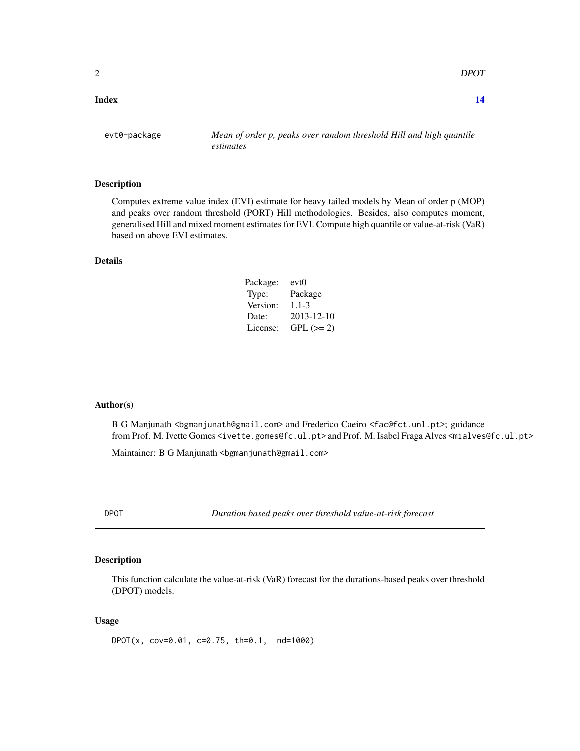**Index** **14**

---

`evt0-package` *Mean of order p, peaks over random threshold Hill and high quantile estimates*

---

### Description

Computes extreme value index (EVI) estimate for heavy tailed models by Mean of order p (MOP) and peaks over random threshold (PORT) Hill methodologies. Besides, also computes moment, generalised Hill and mixed moment estimates for EVI. Compute high quantile or value-at-risk (VaR) based on above EVI estimates.

### Details

| | |
|---|---|
| Package: | evt0 |
| Type: | Package |
| Version: | 1.1-3 |
| Date: | 2013-12-10 |
| License: | GPL (>= 2) |

### Author(s)

B G Manjunath <bgmanjunath@gmail.com> and Frederico Caeiro <fac@fct.unl.pt>; guidance from Prof. M. Ivette Gomes <ivette.gomes@fc.ul.pt> and Prof. M. Isabel Fraga Alves <mialves@fc.ul.pt>

Maintainer: B G Manjunath <bgmanjunath@gmail.com>

---

`DPOT` *Duration based peaks over threshold value-at-risk forecast*

---

### Description

This function calculate the value-at-risk (VaR) forecast for the durations-based peaks over threshold (DPOT) models.

### Usage

```
DPOT(x, cov=0.01, c=0.75, th=0.1,  nd=1000)
```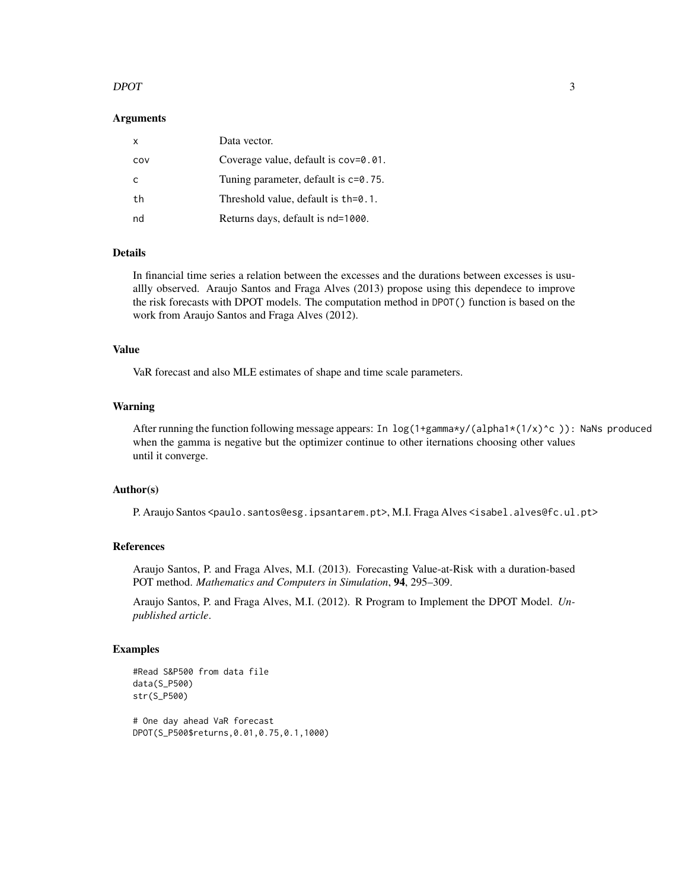## Arguments

| | |
|---|---|
| x | Data vector. |
| cov | Coverage value, default is `cov=0.01`. |
| c | Tuning parameter, default is `c=0.75`. |
| th | Threshold value, default is `th=0.1`. |
| nd | Returns days, default is `nd=1000`. |

## Details

In financial time series a relation between the excesses and the durations between excesses is usuallly observed. Araujo Santos and Fraga Alves (2013) propose using this dependece to improve the risk forecasts with DPOT models. The computation method in `DPOT()` function is based on the work from Araujo Santos and Fraga Alves (2012).

## Value

VaR forecast and also MLE estimates of shape and time scale parameters.

## Warning

After running the function following message appears: `In log(1+gamma*y/(alpha1*(1/x)^c )): NaNs produced` when the gamma is negative but the optimizer continue to other iternations choosing other values until it converge.

## Author(s)

P. Araujo Santos <paulo.santos@esg.ipsantarem.pt>, M.I. Fraga Alves <isabel.alves@fc.ul.pt>

## References

Araujo Santos, P. and Fraga Alves, M.I. (2013). Forecasting Value-at-Risk with a duration-based POT method. *Mathematics and Computers in Simulation*, **94**, 295–309.

Araujo Santos, P. and Fraga Alves, M.I. (2012). R Program to Implement the DPOT Model. *Unpublished article*.

## Examples

```
#Read S&P500 from data file
data(S_P500)
str(S_P500)

# One day ahead VaR forecast
DPOT(S_P500$returns,0.01,0.75,0.1,1000)
```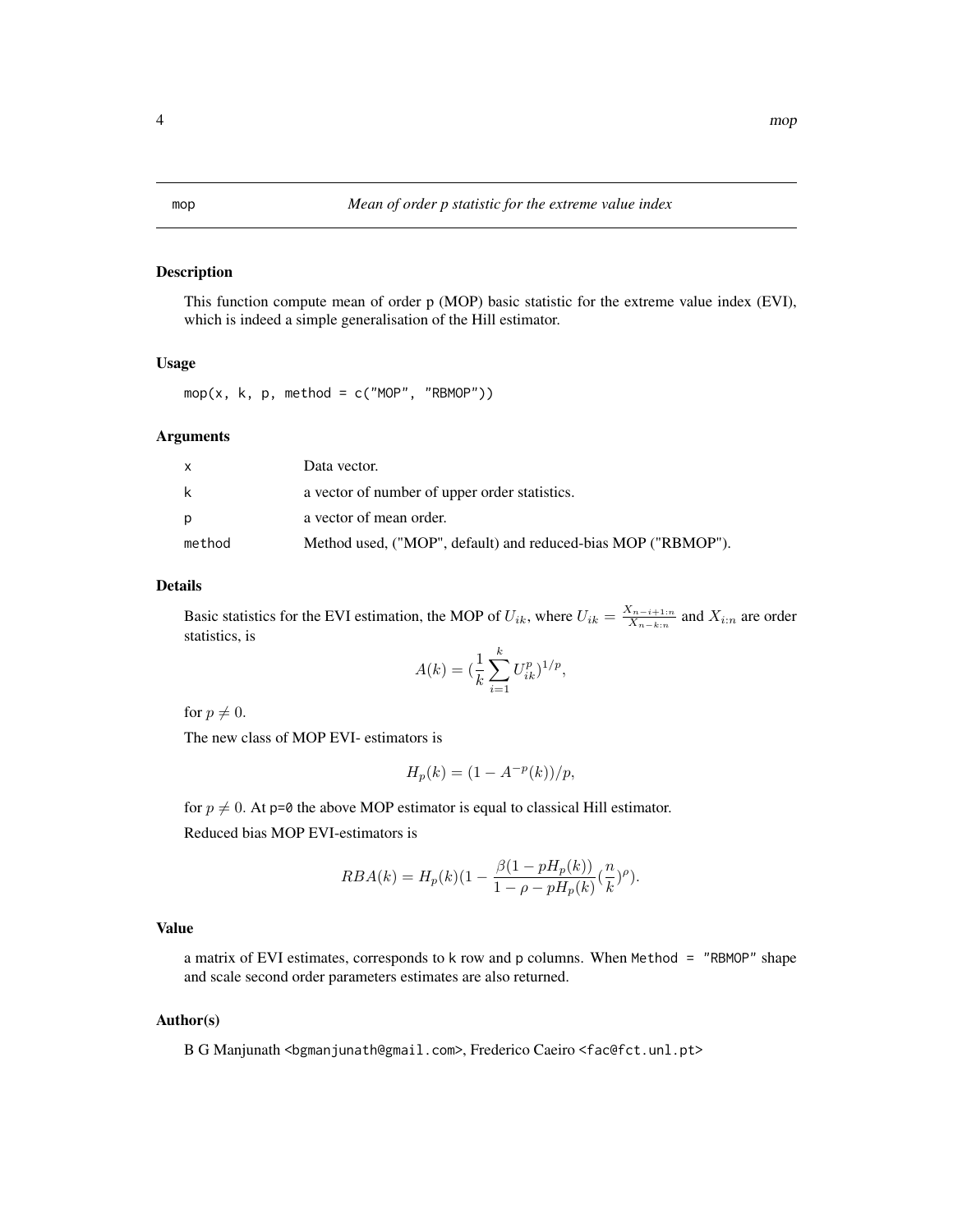mop — *Mean of order p statistic for the extreme value index*

## Description

This function compute mean of order p (MOP) basic statistic for the extreme value index (EVI), which is indeed a simple generalisation of the Hill estimator.

## Usage

```
mop(x, k, p, method = c("MOP", "RBMOP"))
```

## Arguments

| | |
|---|---|
| x | Data vector. |
| k | a vector of number of upper order statistics. |
| p | a vector of mean order. |
| method | Method used, ("MOP", default) and reduced-bias MOP ("RBMOP"). |

## Details

Basic statistics for the EVI estimation, the MOP of $U_{ik}$, where $U_{ik} = \frac{X_{n-i+1:n}}{X_{n-k:n}}$ and $X_{i:n}$ are order statistics, is

$$A(k) = (\frac{1}{k}\sum_{i=1}^{k} U_{ik}^{p})^{1/p},$$

for $p \neq 0$.

The new class of MOP EVI- estimators is

$$H_p(k) = (1 - A^{-p}(k))/p,$$

for $p \neq 0$. At p=0 the above MOP estimator is equal to classical Hill estimator.

Reduced bias MOP EVI-estimators is

$$RBA(k) = H_p(k)(1 - \frac{\beta(1 - pH_p(k))}{1 - \rho - pH_p(k)}(\frac{n}{k})^{\rho}).$$

## Value

a matrix of EVI estimates, corresponds to k row and p columns. When Method = "RBMOP" shape and scale second order parameters estimates are also returned.

## Author(s)

B G Manjunath <bgmanjunath@gmail.com>, Frederico Caeiro <fac@fct.unl.pt>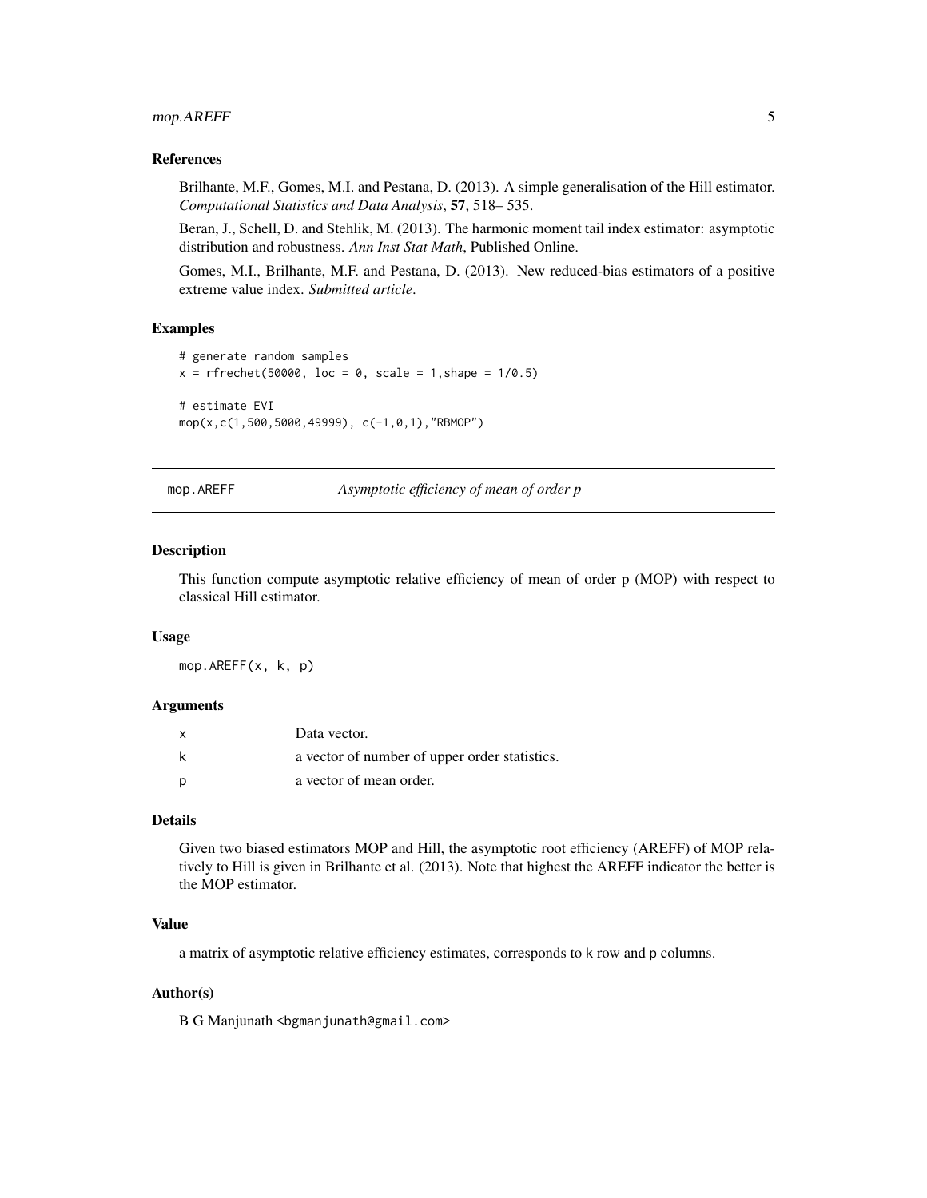### References

Brilhante, M.F., Gomes, M.I. and Pestana, D. (2013). A simple generalisation of the Hill estimator. *Computational Statistics and Data Analysis*, **57**, 518– 535.

Beran, J., Schell, D. and Stehlik, M. (2013). The harmonic moment tail index estimator: asymptotic distribution and robustness. *Ann Inst Stat Math*, Published Online.

Gomes, M.I., Brilhante, M.F. and Pestana, D. (2013). New reduced-bias estimators of a positive extreme value index. *Submitted article*.

### Examples

```
# generate random samples
x = rfrechet(50000, loc = 0, scale = 1,shape = 1/0.5)

# estimate EVI
mop(x,c(1,500,5000,49999), c(-1,0,1),"RBMOP")
```

---

## mop.AREFF — *Asymptotic efficiency of mean of order p*

### Description

This function compute asymptotic relative efficiency of mean of order p (MOP) with respect to classical Hill estimator.

### Usage

```
mop.AREFF(x, k, p)
```

### Arguments

| | |
|---|---|
| x | Data vector. |
| k | a vector of number of upper order statistics. |
| p | a vector of mean order. |

### Details

Given two biased estimators MOP and Hill, the asymptotic root efficiency (AREFF) of MOP relatively to Hill is given in Brilhante et al. (2013). Note that highest the AREFF indicator the better is the MOP estimator.

### Value

a matrix of asymptotic relative efficiency estimates, corresponds to k row and p columns.

### Author(s)

B G Manjunath <bgmanjunath@gmail.com>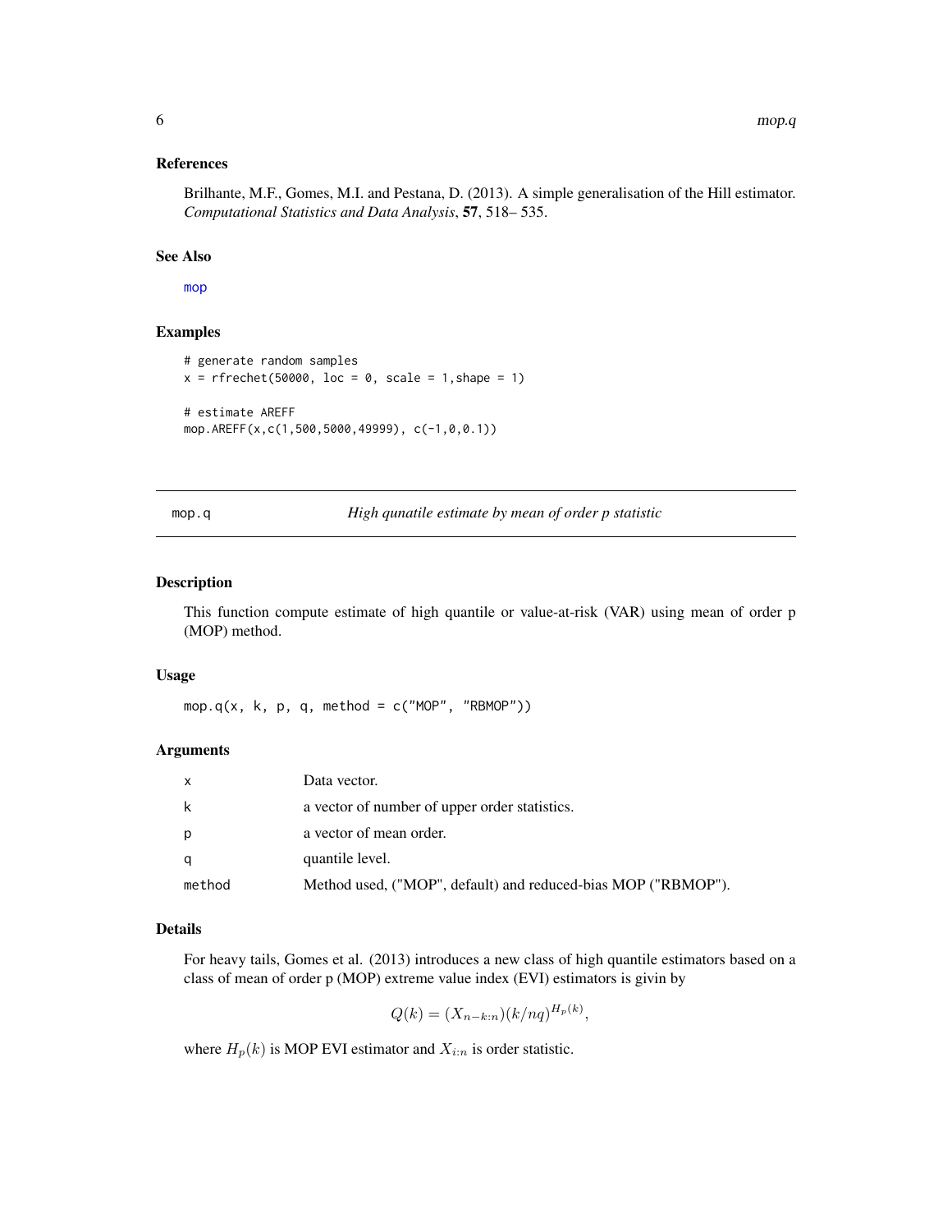## References

Brilhante, M.F., Gomes, M.I. and Pestana, D. (2013). A simple generalisation of the Hill estimator. *Computational Statistics and Data Analysis*, **57**, 518– 535.

## See Also

mop

## Examples

```
# generate random samples
x = rfrechet(50000, loc = 0, scale = 1,shape = 1)

# estimate AREFF
mop.AREFF(x,c(1,500,5000,49999), c(-1,0,0.1))
```

---

# mop.q — *High qunatile estimate by mean of order p statistic*

---

## Description

This function compute estimate of high quantile or value-at-risk (VAR) using mean of order p (MOP) method.

## Usage

```
mop.q(x, k, p, q, method = c("MOP", "RBMOP"))
```

## Arguments

| | |
|---|---|
| x | Data vector. |
| k | a vector of number of upper order statistics. |
| p | a vector of mean order. |
| q | quantile level. |
| method | Method used, ("MOP", default) and reduced-bias MOP ("RBMOP"). |

## Details

For heavy tails, Gomes et al. (2013) introduces a new class of high quantile estimators based on a class of mean of order p (MOP) extreme value index (EVI) estimators is givin by

$$Q(k) = (X_{n-k:n})(k/nq)^{H_p(k)},$$

where $H_p(k)$ is MOP EVI estimator and $X_{i:n}$ is order statistic.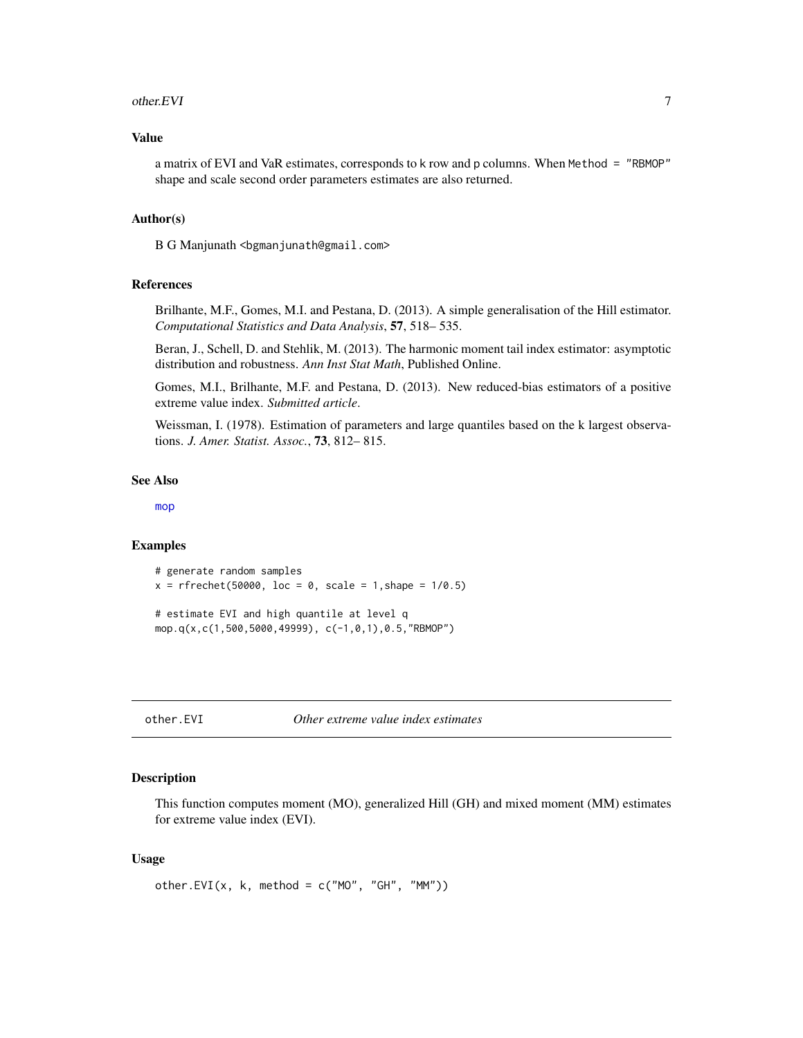### Value

a matrix of EVI and VaR estimates, corresponds to k row and p columns. When Method = "RBMOP" shape and scale second order parameters estimates are also returned.

### Author(s)

B G Manjunath <bgmanjunath@gmail.com>

### References

Brilhante, M.F., Gomes, M.I. and Pestana, D. (2013). A simple generalisation of the Hill estimator. *Computational Statistics and Data Analysis*, **57**, 518– 535.

Beran, J., Schell, D. and Stehlik, M. (2013). The harmonic moment tail index estimator: asymptotic distribution and robustness. *Ann Inst Stat Math*, Published Online.

Gomes, M.I., Brilhante, M.F. and Pestana, D. (2013). New reduced-bias estimators of a positive extreme value index. *Submitted article*.

Weissman, I. (1978). Estimation of parameters and large quantiles based on the k largest observations. *J. Amer. Statist. Assoc.*, **73**, 812– 815.

### See Also

mop

### Examples

```
# generate random samples
x = rfrechet(50000, loc = 0, scale = 1,shape = 1/0.5)

# estimate EVI and high quantile at level q
mop.q(x,c(1,500,5000,49999), c(-1,0,1),0.5,"RBMOP")
```

---

## other.EVI    *Other extreme value index estimates*

---

### Description

This function computes moment (MO), generalized Hill (GH) and mixed moment (MM) estimates for extreme value index (EVI).

### Usage

```
other.EVI(x, k, method = c("MO", "GH", "MM"))
```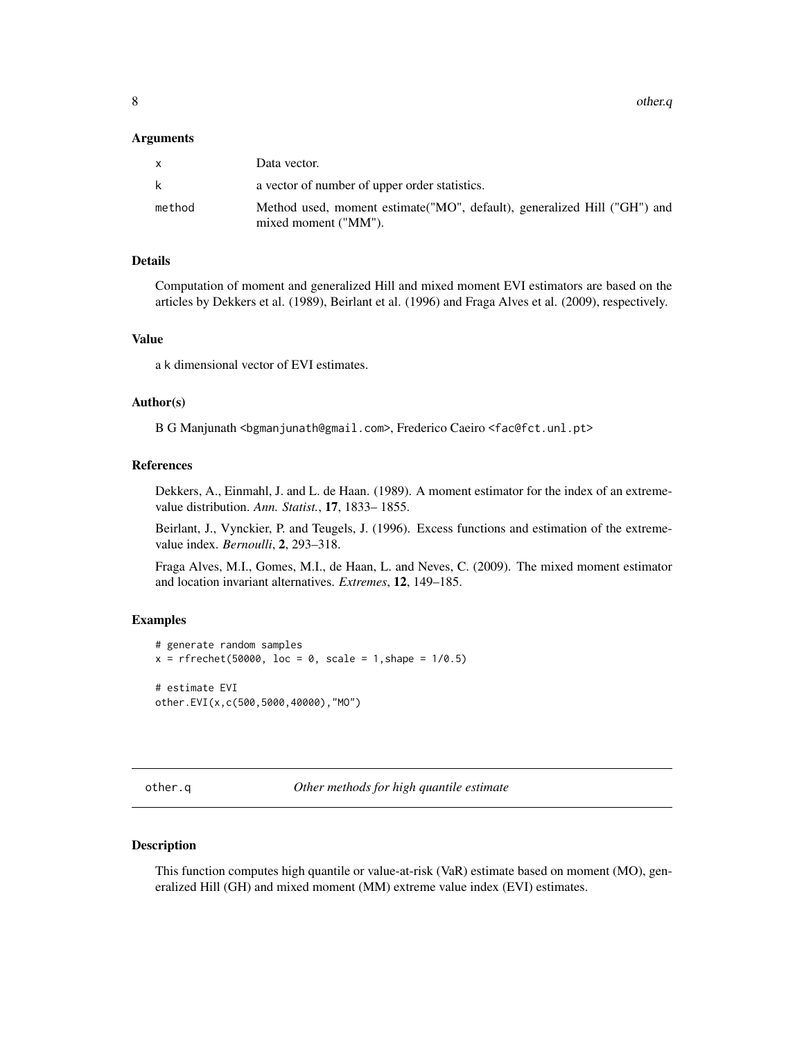### Arguments

| | |
|---|---|
| x | Data vector. |
| k | a vector of number of upper order statistics. |
| method | Method used, moment estimate("MO", default), generalized Hill ("GH") and mixed moment ("MM"). |

### Details

Computation of moment and generalized Hill and mixed moment EVI estimators are based on the articles by Dekkers et al. (1989), Beirlant et al. (1996) and Fraga Alves et al. (2009), respectively.

### Value

a k dimensional vector of EVI estimates.

### Author(s)

B G Manjunath <bgmanjunath@gmail.com>, Frederico Caeiro <fac@fct.unl.pt>

### References

Dekkers, A., Einmahl, J. and L. de Haan. (1989). A moment estimator for the index of an extreme-value distribution. *Ann. Statist.*, **17**, 1833– 1855.

Beirlant, J., Vynckier, P. and Teugels, J. (1996). Excess functions and estimation of the extreme-value index. *Bernoulli*, **2**, 293–318.

Fraga Alves, M.I., Gomes, M.I., de Haan, L. and Neves, C. (2009). The mixed moment estimator and location invariant alternatives. *Extremes*, **12**, 149–185.

### Examples

```
# generate random samples
x = rfrechet(50000, loc = 0, scale = 1,shape = 1/0.5)

# estimate EVI
other.EVI(x,c(500,5000,40000),"MO")
```

---

## other.q — *Other methods for high quantile estimate*

---

### Description

This function computes high quantile or value-at-risk (VaR) estimate based on moment (MO), generalized Hill (GH) and mixed moment (MM) extreme value index (EVI) estimates.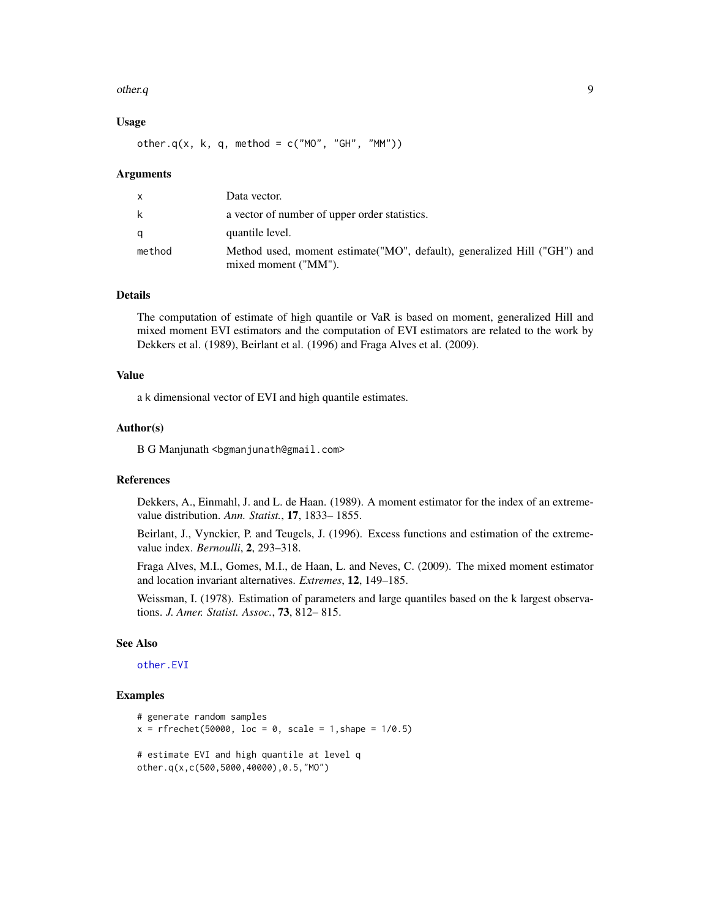## Usage

```
other.q(x, k, q, method = c("MO", "GH", "MM"))
```

## Arguments

| | |
|---|---|
| x | Data vector. |
| k | a vector of number of upper order statistics. |
| q | quantile level. |
| method | Method used, moment estimate("MO", default), generalized Hill ("GH") and mixed moment ("MM"). |

## Details

The computation of estimate of high quantile or VaR is based on moment, generalized Hill and mixed moment EVI estimators and the computation of EVI estimators are related to the work by Dekkers et al. (1989), Beirlant et al. (1996) and Fraga Alves et al. (2009).

## Value

a k dimensional vector of EVI and high quantile estimates.

## Author(s)

B G Manjunath <bgmanjunath@gmail.com>

## References

Dekkers, A., Einmahl, J. and L. de Haan. (1989). A moment estimator for the index of an extreme-value distribution. *Ann. Statist.*, **17**, 1833– 1855.

Beirlant, J., Vynckier, P. and Teugels, J. (1996). Excess functions and estimation of the extreme-value index. *Bernoulli*, **2**, 293–318.

Fraga Alves, M.I., Gomes, M.I., de Haan, L. and Neves, C. (2009). The mixed moment estimator and location invariant alternatives. *Extremes*, **12**, 149–185.

Weissman, I. (1978). Estimation of parameters and large quantiles based on the k largest observations. *J. Amer. Statist. Assoc.*, **73**, 812– 815.

## See Also

other.EVI

## Examples

```
# generate random samples
x = rfrechet(50000, loc = 0, scale = 1,shape = 1/0.5)

# estimate EVI and high quantile at level q
other.q(x,c(500,5000,40000),0.5,"MO")
```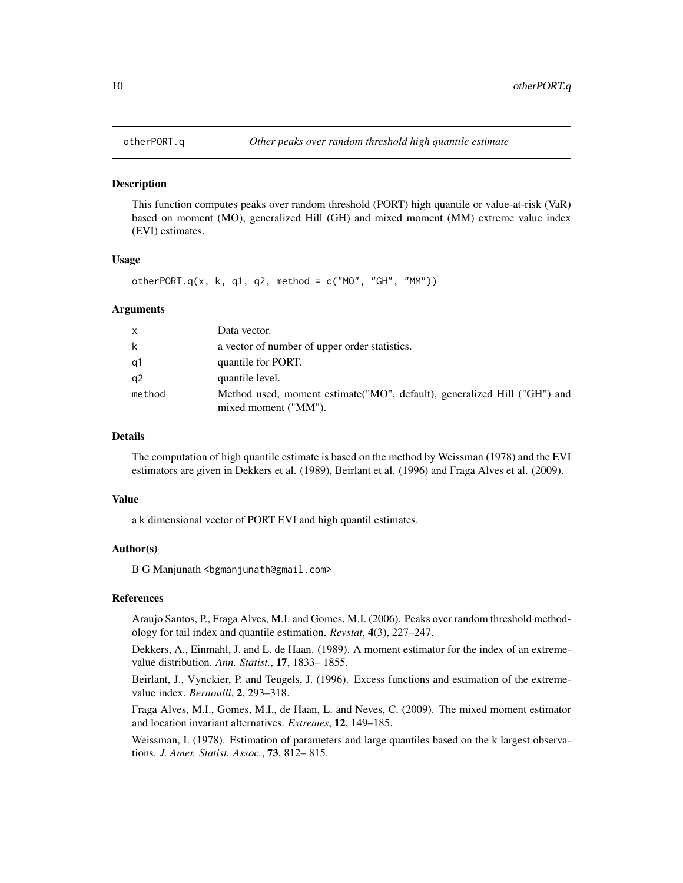otherPORT.q *Other peaks over random threshold high quantile estimate*

## Description

This function computes peaks over random threshold (PORT) high quantile or value-at-risk (VaR) based on moment (MO), generalized Hill (GH) and mixed moment (MM) extreme value index (EVI) estimates.

## Usage

```
otherPORT.q(x, k, q1, q2, method = c("MO", "GH", "MM"))
```

## Arguments

| | |
|---|---|
| x | Data vector. |
| k | a vector of number of upper order statistics. |
| q1 | quantile for PORT. |
| q2 | quantile level. |
| method | Method used, moment estimate("MO", default), generalized Hill ("GH") and mixed moment ("MM"). |

## Details

The computation of high quantile estimate is based on the method by Weissman (1978) and the EVI estimators are given in Dekkers et al. (1989), Beirlant et al. (1996) and Fraga Alves et al. (2009).

## Value

a k dimensional vector of PORT EVI and high quantil estimates.

## Author(s)

B G Manjunath <bgmanjunath@gmail.com>

## References

Araujo Santos, P., Fraga Alves, M.I. and Gomes, M.I. (2006). Peaks over random threshold methodology for tail index and quantile estimation. *Revstat*, **4**(3), 227–247.

Dekkers, A., Einmahl, J. and L. de Haan. (1989). A moment estimator for the index of an extreme-value distribution. *Ann. Statist.*, **17**, 1833– 1855.

Beirlant, J., Vynckier, P. and Teugels, J. (1996). Excess functions and estimation of the extreme-value index. *Bernoulli*, **2**, 293–318.

Fraga Alves, M.I., Gomes, M.I., de Haan, L. and Neves, C. (2009). The mixed moment estimator and location invariant alternatives. *Extremes*, **12**, 149–185.

Weissman, I. (1978). Estimation of parameters and large quantiles based on the k largest observations. *J. Amer. Statist. Assoc.*, **73**, 812– 815.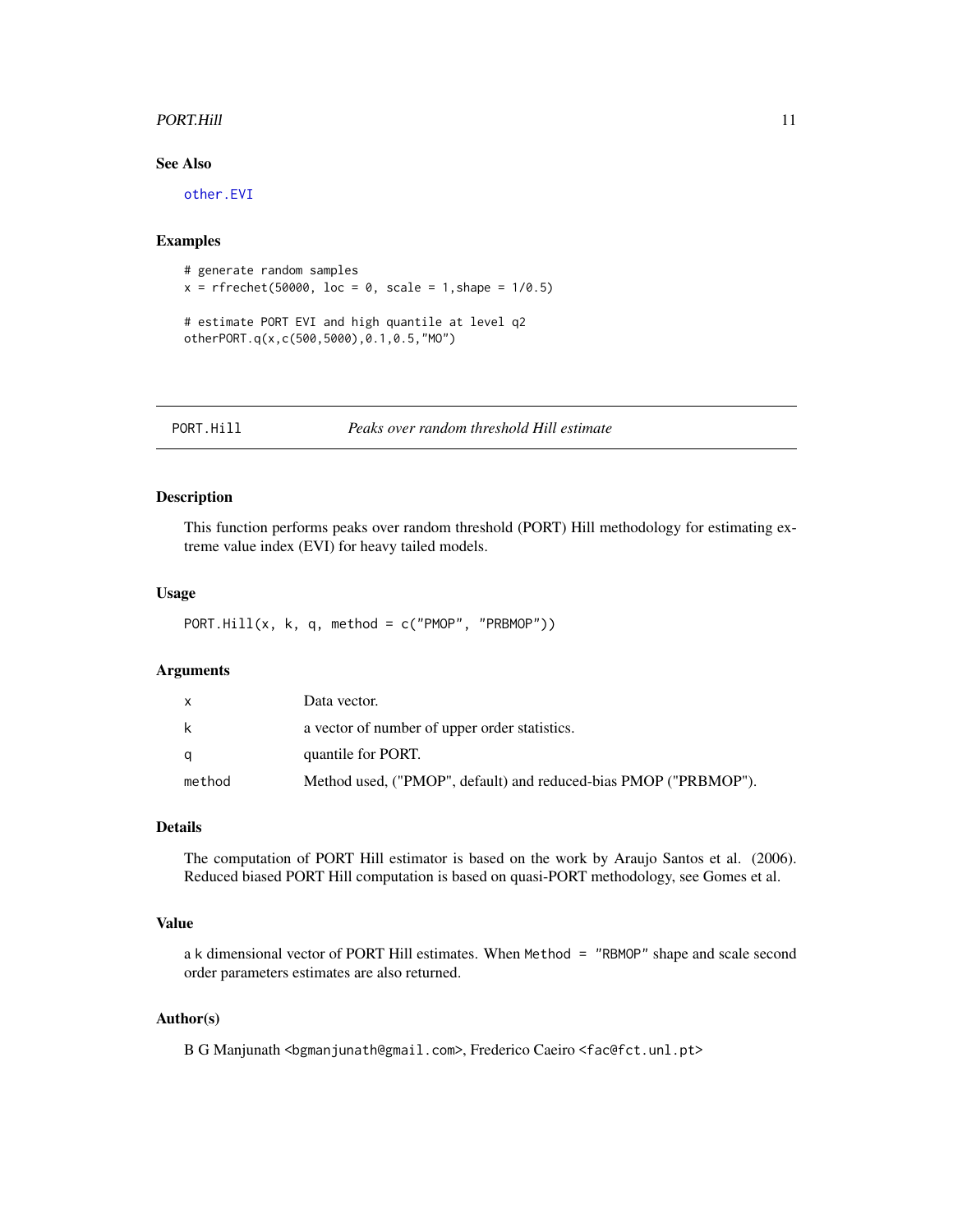### See Also

other.EVI

### Examples

```
# generate random samples
x = rfrechet(50000, loc = 0, scale = 1,shape = 1/0.5)

# estimate PORT EVI and high quantile at level q2
otherPORT.q(x,c(500,5000),0.1,0.5,"MO")
```

---

## PORT.Hill *Peaks over random threshold Hill estimate*

---

### Description

This function performs peaks over random threshold (PORT) Hill methodology for estimating extreme value index (EVI) for heavy tailed models.

### Usage

```
PORT.Hill(x, k, q, method = c("PMOP", "PRBMOP"))
```

### Arguments

| | |
|---|---|
| x | Data vector. |
| k | a vector of number of upper order statistics. |
| q | quantile for PORT. |
| method | Method used, ("PMOP", default) and reduced-bias PMOP ("PRBMOP"). |

### Details

The computation of PORT Hill estimator is based on the work by Araujo Santos et al. (2006). Reduced biased PORT Hill computation is based on quasi-PORT methodology, see Gomes et al.

### Value

a k dimensional vector of PORT Hill estimates. When `Method = "RBMOP"` shape and scale second order parameters estimates are also returned.

### Author(s)

B G Manjunath <bgmanjunath@gmail.com>, Frederico Caeiro <fac@fct.unl.pt>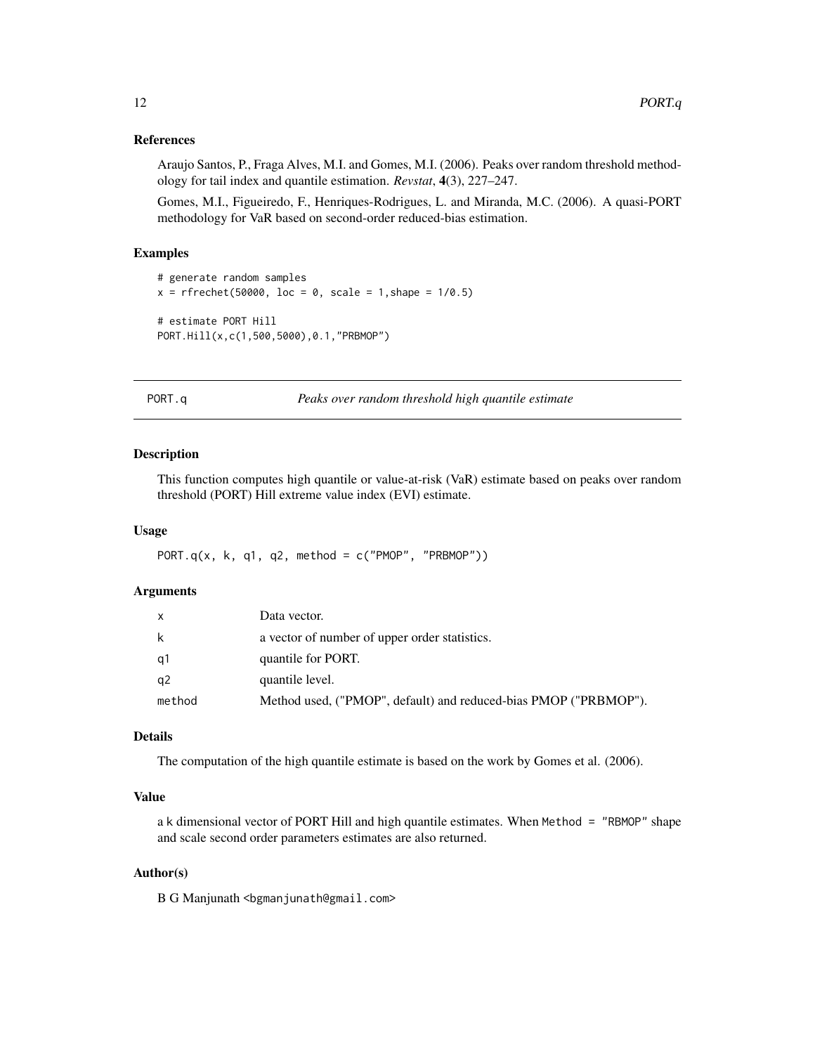### References

Araujo Santos, P., Fraga Alves, M.I. and Gomes, M.I. (2006). Peaks over random threshold methodology for tail index and quantile estimation. *Revstat*, **4**(3), 227–247.

Gomes, M.I., Figueiredo, F., Henriques-Rodrigues, L. and Miranda, M.C. (2006). A quasi-PORT methodology for VaR based on second-order reduced-bias estimation.

### Examples

```
# generate random samples
x = rfrechet(50000, loc = 0, scale = 1,shape = 1/0.5)

# estimate PORT Hill
PORT.Hill(x,c(1,500,5000),0.1,"PRBMOP")
```

---

## PORT.q — *Peaks over random threshold high quantile estimate*

### Description

This function computes high quantile or value-at-risk (VaR) estimate based on peaks over random threshold (PORT) Hill extreme value index (EVI) estimate.

### Usage

```
PORT.q(x, k, q1, q2, method = c("PMOP", "PRBMOP"))
```

### Arguments

| | |
|---|---|
| x | Data vector. |
| k | a vector of number of upper order statistics. |
| q1 | quantile for PORT. |
| q2 | quantile level. |
| method | Method used, ("PMOP", default) and reduced-bias PMOP ("PRBMOP"). |

### Details

The computation of the high quantile estimate is based on the work by Gomes et al. (2006).

### Value

a k dimensional vector of PORT Hill and high quantile estimates. When `Method = "RBMOP"` shape and scale second order parameters estimates are also returned.

### Author(s)

B G Manjunath <bgmanjunath@gmail.com>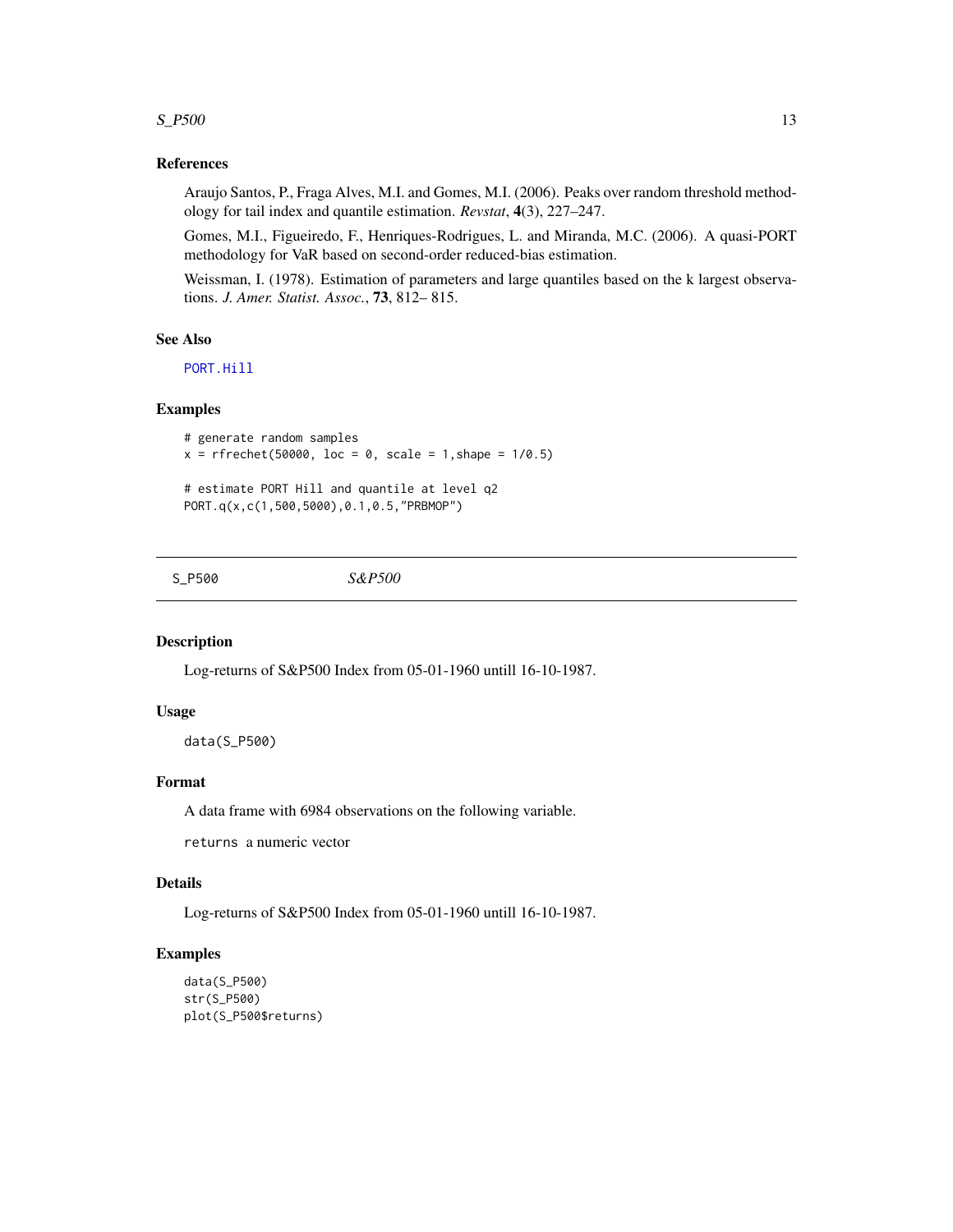## References

Araujo Santos, P., Fraga Alves, M.I. and Gomes, M.I. (2006). Peaks over random threshold methodology for tail index and quantile estimation. *Revstat*, **4**(3), 227–247.

Gomes, M.I., Figueiredo, F., Henriques-Rodrigues, L. and Miranda, M.C. (2006). A quasi-PORT methodology for VaR based on second-order reduced-bias estimation.

Weissman, I. (1978). Estimation of parameters and large quantiles based on the k largest observations. *J. Amer. Statist. Assoc.*, **73**, 812– 815.

## See Also

PORT.Hill

## Examples

```
# generate random samples
x = rfrechet(50000, loc = 0, scale = 1,shape = 1/0.5)

# estimate PORT Hill and quantile at level q2
PORT.q(x,c(1,500,5000),0.1,0.5,"PRBMOP")
```

---

# S_P500 *S&P500*

## Description

Log-returns of S&P500 Index from 05-01-1960 untill 16-10-1987.

## Usage

```
data(S_P500)
```

## Format

A data frame with 6984 observations on the following variable.

returns a numeric vector

## Details

Log-returns of S&P500 Index from 05-01-1960 untill 16-10-1987.

## Examples

```
data(S_P500)
str(S_P500)
plot(S_P500$returns)
```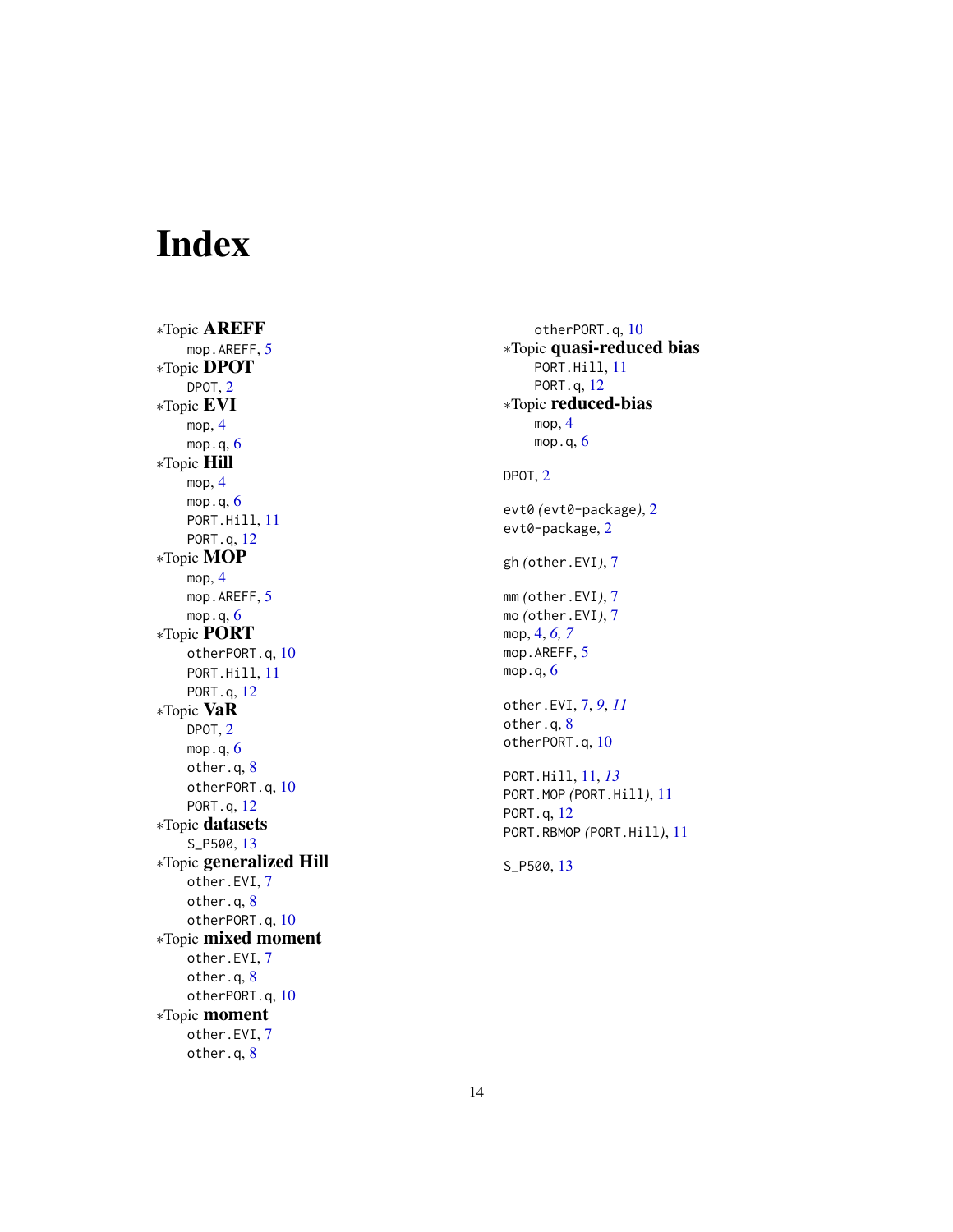# Index

∗Topic **AREFF**
- mop.AREFF, 5

∗Topic **DPOT**
- DPOT, 2

∗Topic **EVI**
- mop, 4
- mop.q, 6

∗Topic **Hill**
- mop, 4
- mop.q, 6
- PORT.Hill, 11
- PORT.q, 12

∗Topic **MOP**
- mop, 4
- mop.AREFF, 5
- mop.q, 6

∗Topic **PORT**
- otherPORT.q, 10
- PORT.Hill, 11
- PORT.q, 12

∗Topic **VaR**
- DPOT, 2
- mop.q, 6
- other.q, 8
- otherPORT.q, 10
- PORT.q, 12

∗Topic **datasets**
- S_P500, 13

∗Topic **generalized Hill**
- other.EVI, 7
- other.q, 8
- otherPORT.q, 10

∗Topic **mixed moment**
- other.EVI, 7
- other.q, 8
- otherPORT.q, 10

∗Topic **moment**
- other.EVI, 7
- other.q, 8
- otherPORT.q, 10

∗Topic **quasi-reduced bias**
- PORT.Hill, 11
- PORT.q, 12

∗Topic **reduced-bias**
- mop, 4
- mop.q, 6

DPOT, 2

evt0 *(*evt0-package*)*, 2
evt0-package, 2

gh *(*other.EVI*)*, 7

mm *(*other.EVI*)*, 7
mo *(*other.EVI*)*, 7
mop, 4, *6*, *7*
mop.AREFF, 5
mop.q, 6

other.EVI, 7, *9*, *11*
other.q, 8
otherPORT.q, 10

PORT.Hill, 11, *13*
PORT.MOP *(*PORT.Hill*)*, 11
PORT.q, 12
PORT.RBMOP *(*PORT.Hill*)*, 11

S_P500, 13